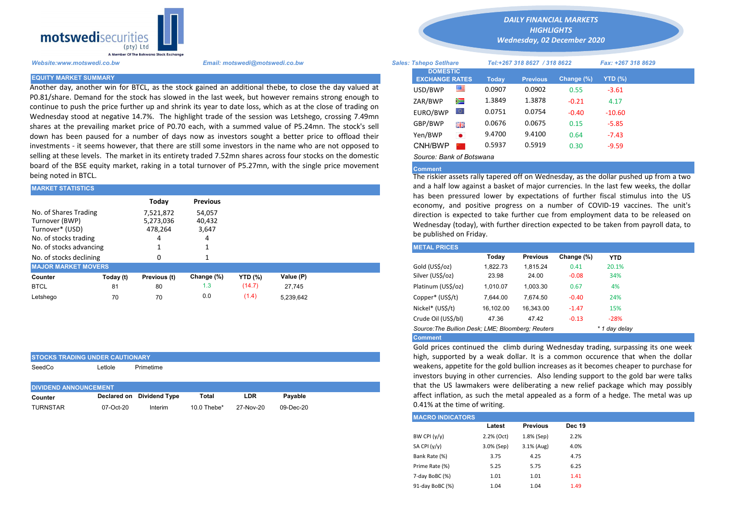motswedisecurities (pty) Ltd
A Member Of The Botswana Stock Exchange

**DAILY FINANCIAL MARKETS HIGHLIGHTS**
*Wednesday, 02 December 2020*

*Website:www.motswedi.co.bw* | *Email: motswedi@motswedi.co.bw* | *Sales: Tshepo Setlhare* | *Tel:+267 318 8627 / 318 8622* | *Fax: +267 318 8629*

## EQUITY MARKET SUMMARY

Another day, another win for BTCL, as the stock gained an additional thebe, to close the day valued at P0.81/share. Demand for the stock has slowed in the last week, but however remains strong enough to continue to push the price further up and shrink its year to date loss, which as at the close of trading on Wednesday stood at negative 14.7%. The highlight trade of the session was Letshego, crossing 7.49mn shares at the prevailing market price of P0.70 each, with a summed value of P5.24mn. The stock's sell down has been paused for a number of days now as investors sought a better price to offload their investments - it seems however, that there are still some investors in the name who are not opposed to selling at these levels. The market in its entirety traded 7.52mn shares across four stocks on the domestic board of the BSE equity market, raking in a total turnover of P5.27mn, with the single price movement being noted in BTCL.

## MARKET STATISTICS

| | Today | Previous |
|---|---|---|
| No. of Shares Trading | 7,521,872 | 54,057 |
| Turnover (BWP) | 5,273,036 | 40,432 |
| Turnover* (USD) | 478,264 | 3,647 |
| No. of stocks trading | 4 | 4 |
| No. of stocks advancing | 1 | 1 |
| No. of stocks declining | 0 | 1 |

## MAJOR MARKET MOVERS

| Counter | Today (t) | Previous (t) | Change (%) | YTD (%) | Value (P) |
|---|---|---|---|---|---|
| BTCL | 81 | 80 | 1.3 | (14.7) | 27,745 |
| Letshego | 70 | 70 | 0.0 | (1.4) | 5,239,642 |

## STOCKS TRADING UNDER CAUTIONARY

| SeedCo | Letlole | Primetime |
|---|---|---|

## DIVIDEND ANNOUNCEMENT

| Counter | Declared on | Dividend Type | Total | LDR | Payable |
|---|---|---|---|---|---|
| TURNSTAR | 07-Oct-20 | Interim | 10.0 Thebe* | 27-Nov-20 | 09-Dec-20 |

## DOMESTIC EXCHANGE RATES

| | Today | Previous | Change (%) | YTD (%) |
|---|---|---|---|---|
| USD/BWP | 0.0907 | 0.0902 | 0.55 | -3.61 |
| ZAR/BWP | 1.3849 | 1.3878 | -0.21 | 4.17 |
| EURO/BWP | 0.0751 | 0.0754 | -0.40 | -10.60 |
| GBP/BWP | 0.0676 | 0.0675 | 0.15 | -5.85 |
| Yen/BWP | 9.4700 | 9.4100 | 0.64 | -7.43 |
| CNH/BWP | 0.5937 | 0.5919 | 0.30 | -9.59 |

*Source: Bank of Botswana*

### Comment

The riskier assets rally tapered off on Wednesday, as the dollar pushed up from a two and a half low against a basket of major currencies. In the last few weeks, the dollar has been pressured lower by expectations of further fiscal stimulus into the US economy, and positive progress on a number of COVID-19 vaccines. The unit's direction is expected to take further cue from employment data to be released on Wednesday (today), with further direction expected to be taken from payroll data, to be published on Friday.

## METAL PRICES

| | Today | Previous | Change (%) | YTD |
|---|---|---|---|---|
| Gold (US$/oz) | 1,822.73 | 1,815.24 | 0.41 | 20.1% |
| Silver (US$/oz) | 23.98 | 24.00 | -0.08 | 34% |
| Platinum (US$/oz) | 1,010.07 | 1,003.30 | 0.67 | 4% |
| Copper* (US$/t) | 7,644.00 | 7,674.50 | -0.40 | 24% |
| Nickel* (US$/t) | 16,102.00 | 16,343.00 | -1.47 | 15% |
| Crude Oil (US$/bl) | 47.36 | 47.42 | -0.13 | -28% |

*Source:The Bullion Desk; LME; Bloomberg; Reuters* | *\* 1 day delay*

### Comment

Gold prices continued the climb during Wednesday trading, surpassing its one week high, supported by a weak dollar. It is a common occurence that when the dollar weakens, appetite for the gold bullion increases as it becomes cheaper to purchase for investors buying in other currencies. Also lending support to the gold bar were talks that the US lawmakers were deliberating a new relief package which may possibly affect inflation, as such the metal appealed as a form of a hedge. The metal was up 0.41% at the time of writing.

## MACRO INDICATORS

| | Latest | Previous | Dec 19 |
|---|---|---|---|
| BW CPI (y/y) | 2.2% (Oct) | 1.8% (Sep) | 2.2% |
| SA CPI (y/y) | 3.0% (Sep) | 3.1% (Aug) | 4.0% |
| Bank Rate (%) | 3.75 | 4.25 | 4.75 |
| Prime Rate (%) | 5.25 | 5.75 | 6.25 |
| 7-day BoBC (%) | 1.01 | 1.01 | 1.41 |
| 91-day BoBC (%) | 1.04 | 1.04 | 1.49 |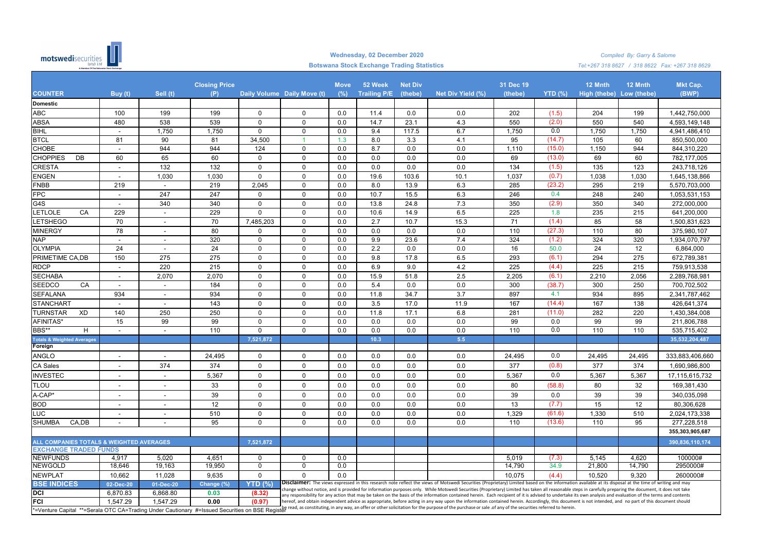motswedisecurities (pty) Ltd
A Member Of The Botswana Stock Exchange

**Wednesday, 02 December 2020**

**Botswana Stock Exchange Trading Statistics**

*Compiled By: Garry & Salome*

*Tel:+267 318 8627 / 318 8622 Fax: +267 318 8629*

| COUNTER | Buy (t) | Sell (t) | Closing Price (P) | Daily Volume | Daily Move (t) | Move (%) | 52 Week Trailing P/E | Net Div (thebe) | Net Div Yield (%) | 31 Dec 19 (thebe) | YTD (%) | 12 Mnth High (thebe) | 12 Mnth Low (thebe) | Mkt Cap. (BWP) |
|---|---|---|---|---|---|---|---|---|---|---|---|---|---|---|
| **Domestic** | | | | | | | | | | | | | | |
| ABC | 100 | 199 | 199 | 0 | 0 | 0.0 | 11.4 | 0.0 | 0.0 | 202 | (1.5) | 204 | 199 | 1,442,750,000 |
| ABSA | 480 | 538 | 539 | 0 | 0 | 0.0 | 14.7 | 23.1 | 4.3 | 550 | (2.0) | 550 | 540 | 4,593,149,148 |
| BIHL | - | 1,750 | 1,750 | 0 | 0 | 0.0 | 9.4 | 117.5 | 6.7 | 1,750 | 0.0 | 1,750 | 1,750 | 4,941,486,410 |
| BTCL | 81 | 90 | 81 | 34,500 | 1 | 1.3 | 8.0 | 3.3 | 4.1 | 95 | (14.7) | 105 | 60 | 850,500,000 |
| CHOBE | - | 944 | 944 | 124 | 0 | 0.0 | 8.7 | 0.0 | 0.0 | 1,110 | (15.0) | 1,150 | 944 | 844,310,220 |
| CHOPPIES DB | 60 | 65 | 60 | 0 | 0 | 0.0 | 0.0 | 0.0 | 0.0 | 69 | (13.0) | 69 | 60 | 782,177,005 |
| CRESTA | - | 132 | 132 | 0 | 0 | 0.0 | 0.0 | 0.0 | 0.0 | 134 | (1.5) | 135 | 123 | 243,718,126 |
| ENGEN | - | 1,030 | 1,030 | 0 | 0 | 0.0 | 19.6 | 103.6 | 10.1 | 1,037 | (0.7) | 1,038 | 1,030 | 1,645,138,866 |
| FNBB | 219 | - | 219 | 2,045 | 0 | 0.0 | 8.0 | 13.9 | 6.3 | 285 | (23.2) | 295 | 219 | 5,570,703,000 |
| FPC | - | 247 | 247 | 0 | 0 | 0.0 | 10.7 | 15.5 | 6.3 | 246 | 0.4 | 248 | 240 | 1,053,531,153 |
| G4S | - | 340 | 340 | 0 | 0 | 0.0 | 13.8 | 24.8 | 7.3 | 350 | (2.9) | 350 | 340 | 272,000,000 |
| LETLOLE CA | 229 | - | 229 | 0 | 0 | 0.0 | 10.6 | 14.9 | 6.5 | 225 | 1.8 | 235 | 215 | 641,200,000 |
| LETSHEGO | 70 | - | 70 | 7,485,203 | 0 | 0.0 | 2.7 | 10.7 | 15.3 | 71 | (1.4) | 85 | 58 | 1,500,831,623 |
| MINERGY | 78 | - | 80 | 0 | 0 | 0.0 | 0.0 | 0.0 | 0.0 | 110 | (27.3) | 110 | 80 | 375,980,107 |
| NAP | - | - | 320 | 0 | 0 | 0.0 | 9.9 | 23.6 | 7.4 | 324 | (1.2) | 324 | 320 | 1,934,070,797 |
| OLYMPIA | 24 | - | 24 | 0 | 0 | 0.0 | 2.2 | 0.0 | 0.0 | 16 | 50.0 | 24 | 12 | 6,864,000 |
| PRIMETIME CA,DB | 150 | 275 | 275 | 0 | 0 | 0.0 | 9.8 | 17.8 | 6.5 | 293 | (6.1) | 294 | 275 | 672,789,381 |
| RDCP | - | 220 | 215 | 0 | 0 | 0.0 | 6.9 | 9.0 | 4.2 | 225 | (4.4) | 225 | 215 | 759,913,538 |
| SECHABA | - | 2,070 | 2,070 | 0 | 0 | 0.0 | 15.9 | 51.8 | 2.5 | 2,205 | (6.1) | 2,210 | 2,056 | 2,289,768,981 |
| SEEDCO CA | - | - | 184 | 0 | 0 | 0.0 | 5.4 | 0.0 | 0.0 | 300 | (38.7) | 300 | 250 | 700,702,502 |
| SEFALANA | 934 | - | 934 | 0 | 0 | 0.0 | 11.8 | 34.7 | 3.7 | 897 | 4.1 | 934 | 895 | 2,341,787,462 |
| STANCHART | - | - | 143 | 0 | 0 | 0.0 | 3.5 | 17.0 | 11.9 | 167 | (14.4) | 167 | 138 | 426,641,374 |
| TURNSTAR XD | 140 | 250 | 250 | 0 | 0 | 0.0 | 11.8 | 17.1 | 6.8 | 281 | (11.0) | 282 | 220 | 1,430,384,008 |
| AFINITAS* | 15 | 99 | 99 | 0 | 0 | 0.0 | 0.0 | 0.0 | 0.0 | 99 | 0.0 | 99 | 99 | 211,806,788 |
| BBS** H | - | - | 110 | 0 | 0 | 0.0 | 0.0 | 0.0 | 0.0 | 110 | 0.0 | 110 | 110 | 535,715,402 |
| **Totals & Weighted Averages** | | | | 7,521,872 | | | 10.3 | | 5.5 | | | | | 35,532,204,487 |
| **Foreign** | | | | | | | | | | | | | | |
| ANGLO | - | - | 24,495 | 0 | 0 | 0.0 | 0.0 | 0.0 | 0.0 | 24,495 | 0.0 | 24,495 | 24,495 | 333,883,406,660 |
| CA Sales | - | 374 | 374 | 0 | 0 | 0.0 | 0.0 | 0.0 | 0.0 | 377 | (0.8) | 377 | 374 | 1,690,986,800 |
| INVESTEC | - | - | 5,367 | 0 | 0 | 0.0 | 0.0 | 0.0 | 0.0 | 5,367 | 0.0 | 5,367 | 5,367 | 17,115,615,732 |
| TLOU | - | - | 33 | 0 | 0 | 0.0 | 0.0 | 0.0 | 0.0 | 80 | (58.8) | 80 | 32 | 169,381,430 |
| A-CAP* | - | - | 39 | 0 | 0 | 0.0 | 0.0 | 0.0 | 0.0 | 39 | 0.0 | 39 | 39 | 340,035,098 |
| BOD | - | - | 12 | 0 | 0 | 0.0 | 0.0 | 0.0 | 0.0 | 13 | (7.7) | 15 | 12 | 80,306,628 |
| LUC | - | - | 510 | 0 | 0 | 0.0 | 0.0 | 0.0 | 0.0 | 1,329 | (61.6) | 1,330 | 510 | 2,024,173,338 |
| SHUMBA CA,DB | - | - | 95 | 0 | 0 | 0.0 | 0.0 | 0.0 | 0.0 | 110 | (13.6) | 110 | 95 | 277,228,518 |
| | | | | | | | | | | | | | | 355,303,905,687 |
| **ALL COMPANIES TOTALS & WEIGHTED AVERAGES** | | | | 7,521,872 | | | | | | | | | | 390,836,110,174 |
| **EXCHANGE TRADED FUNDS** | | | | | | | | | | | | | | |
| NEWFUNDS | 4,917 | 5,020 | 4,651 | 0 | 0 | 0.0 | | | | 5,019 | (7.3) | 5,145 | 4,620 | 100000# |
| NEWGOLD | 18,646 | 19,163 | 19,950 | 0 | 0 | 0.0 | | | | 14,790 | 34.9 | 21,800 | 14,790 | 2950000# |
| NEWPLAT | 10,662 | 11,028 | 9,635 | 0 | 0 | 0.0 | | | | 10,075 | (4.4) | 10,520 | 9,320 | 2600000# |

| BSE INDICES | 02-Dec-20 | 01-Dec-20 | Change (%) | YTD (%) |
|---|---|---|---|---|
| DCI | 6,870.83 | 6,868.80 | 0.03 | (8.32) |
| FCI | 1,547.29 | 1,547.29 | 0.00 | (0.97) |

*=Venture Capital **=Serala OTC CA=Trading Under Cautionary #=Issued Securities on BSE Register

**Disclaimer:** The views expressed in this research note reflect the views of Motswedi Securities (Proprietary) Limited based on the information available at its disposal at the time of writing and may change without notice, and is provided for information purposes only. While Motswedi Securities (Proprietary) Limited has taken all reasonable steps in carefully preparing the document, it does not take any responsibility for any action that may be taken on the basis of the information contained herein. Each recipient of it is advised to undertake its own analysis and evaluation of the terms and contents hereof, and obtain independent advice as appropriate, before acting in any way upon the information contained herein. Accordingly, this document is not intended, and no part of this document should be read, as constituting, in any way, an offer or other solicitation for the purpose of the purchase or sale .of any of the securities referred to herein.